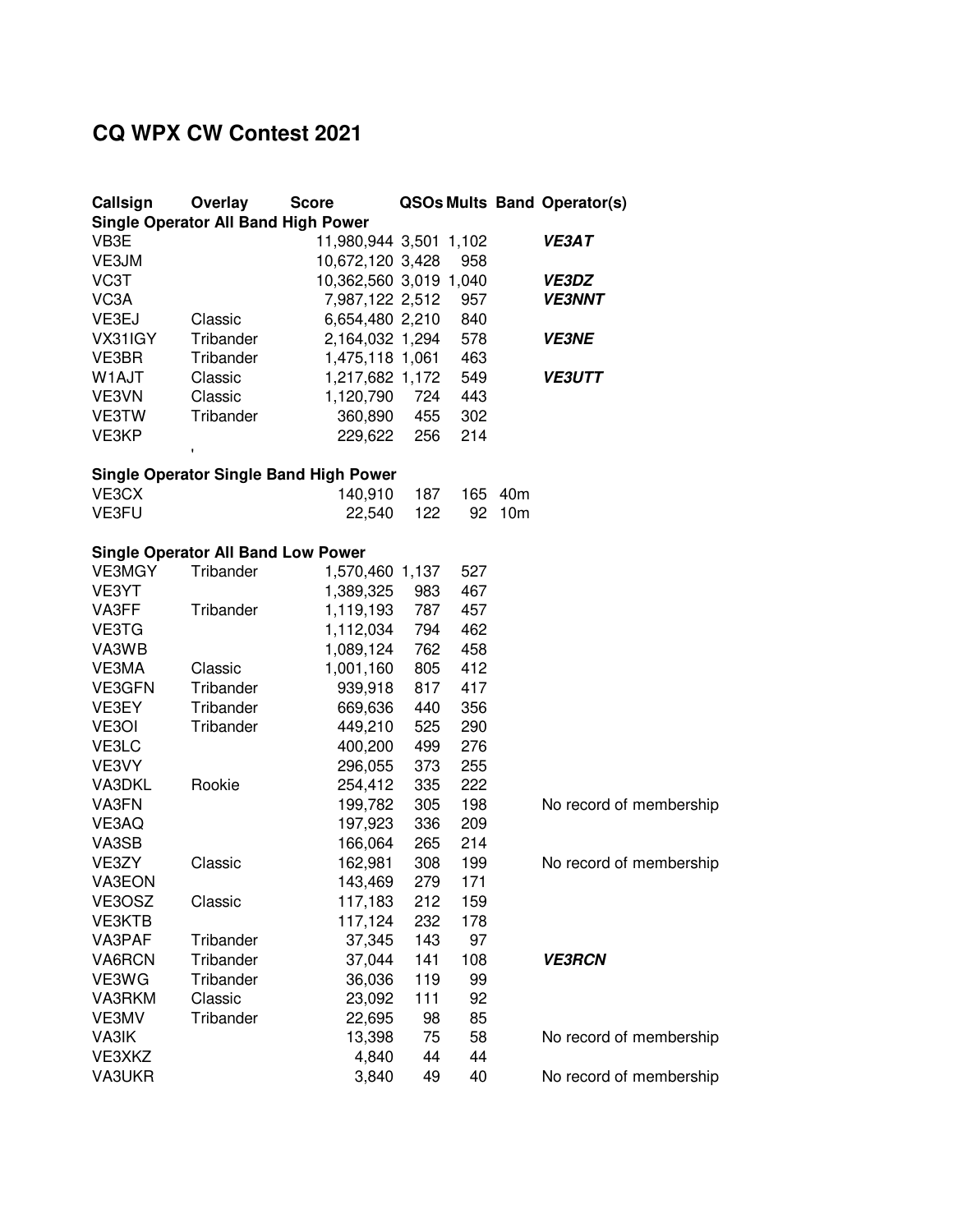# CQ WPX CW Contest 2021

| Callsign | Overlay | Score | QSOs | Mults | Band | Operator(s) |
|---|---|---|---|---|---|---|
| **Single Operator All Band High Power** | | | | | | |
| VB3E | | 11,980,944 | 3,501 | 1,102 | | ***VE3AT*** |
| VE3JM | | 10,672,120 | 3,428 | 958 | | |
| VC3T | | 10,362,560 | 3,019 | 1,040 | | ***VE3DZ*** |
| VC3A | | 7,987,122 | 2,512 | 957 | | ***VE3NNT*** |
| VE3EJ | Classic | 6,654,480 | 2,210 | 840 | | |
| VX31IGY | Tribander | 2,164,032 | 1,294 | 578 | | ***VE3NE*** |
| VE3BR | Tribander | 1,475,118 | 1,061 | 463 | | |
| W1AJT | Classic | 1,217,682 | 1,172 | 549 | | ***VE3UTT*** |
| VE3VN | Classic | 1,120,790 | 724 | 443 | | |
| VE3TW | Tribander | 360,890 | 455 | 302 | | |
| VE3KP | | 229,622 | 256 | 214 | | |
| **Single Operator Single Band High Power** | | | | | | |
| VE3CX | | 140,910 | 187 | 165 | 40m | |
| VE3FU | | 22,540 | 122 | 92 | 10m | |
| **Single Operator All Band Low Power** | | | | | | |
| VE3MGY | Tribander | 1,570,460 | 1,137 | 527 | | |
| VE3YT | | 1,389,325 | 983 | 467 | | |
| VA3FF | Tribander | 1,119,193 | 787 | 457 | | |
| VE3TG | | 1,112,034 | 794 | 462 | | |
| VA3WB | | 1,089,124 | 762 | 458 | | |
| VE3MA | Classic | 1,001,160 | 805 | 412 | | |
| VE3GFN | Tribander | 939,918 | 817 | 417 | | |
| VE3EY | Tribander | 669,636 | 440 | 356 | | |
| VE3OI | Tribander | 449,210 | 525 | 290 | | |
| VE3LC | | 400,200 | 499 | 276 | | |
| VE3VY | | 296,055 | 373 | 255 | | |
| VA3DKL | Rookie | 254,412 | 335 | 222 | | |
| VA3FN | | 199,782 | 305 | 198 | | No record of membership |
| VE3AQ | | 197,923 | 336 | 209 | | |
| VA3SB | | 166,064 | 265 | 214 | | |
| VE3ZY | Classic | 162,981 | 308 | 199 | | No record of membership |
| VA3EON | | 143,469 | 279 | 171 | | |
| VE3OSZ | Classic | 117,183 | 212 | 159 | | |
| VE3KTB | | 117,124 | 232 | 178 | | |
| VA3PAF | Tribander | 37,345 | 143 | 97 | | |
| VA6RCN | Tribander | 37,044 | 141 | 108 | | ***VE3RCN*** |
| VE3WG | Tribander | 36,036 | 119 | 99 | | |
| VA3RKM | Classic | 23,092 | 111 | 92 | | |
| VE3MV | Tribander | 22,695 | 98 | 85 | | |
| VA3IK | | 13,398 | 75 | 58 | | No record of membership |
| VE3XKZ | | 4,840 | 44 | 44 | | |
| VA3UKR | | 3,840 | 49 | 40 | | No record of membership |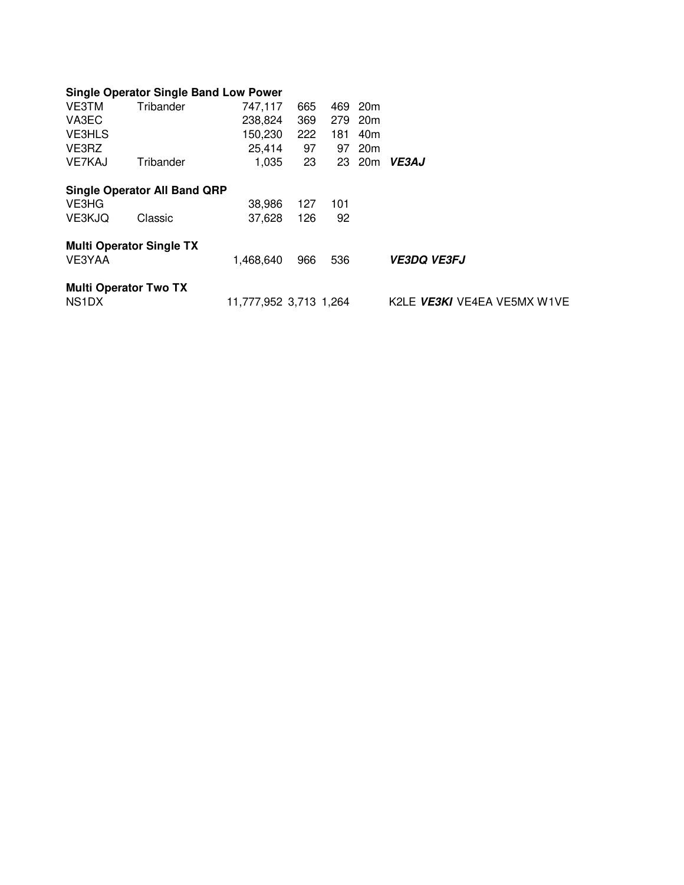**Single Operator Single Band Low Power**

| | | | | | | |
|---|---|---|---|---|---|---|
| VE3TM | Tribander | 747,117 | 665 | 469 | 20m | |
| VA3EC | | 238,824 | 369 | 279 | 20m | |
| VE3HLS | | 150,230 | 222 | 181 | 40m | |
| VE3RZ | | 25,414 | 97 | 97 | 20m | |
| VE7KAJ | Tribander | 1,035 | 23 | 23 | 20m | ***VE3AJ*** |

**Single Operator All Band QRP**

| | | | | |
|---|---|---|---|---|
| VE3HG | | 38,986 | 127 | 101 |
| VE3KJQ | Classic | 37,628 | 126 | 92 |

**Multi Operator Single TX**

| | | | | |
|---|---|---|---|---|
| VE3YAA | 1,468,640 | 966 | 536 | ***VE3DQ VE3FJ*** |

**Multi Operator Two TX**

| | | | | |
|---|---|---|---|---|
| NS1DX | 11,777,952 | 3,713 | 1,264 | K2LE ***VE3KI*** VE4EA VE5MX W1VE |